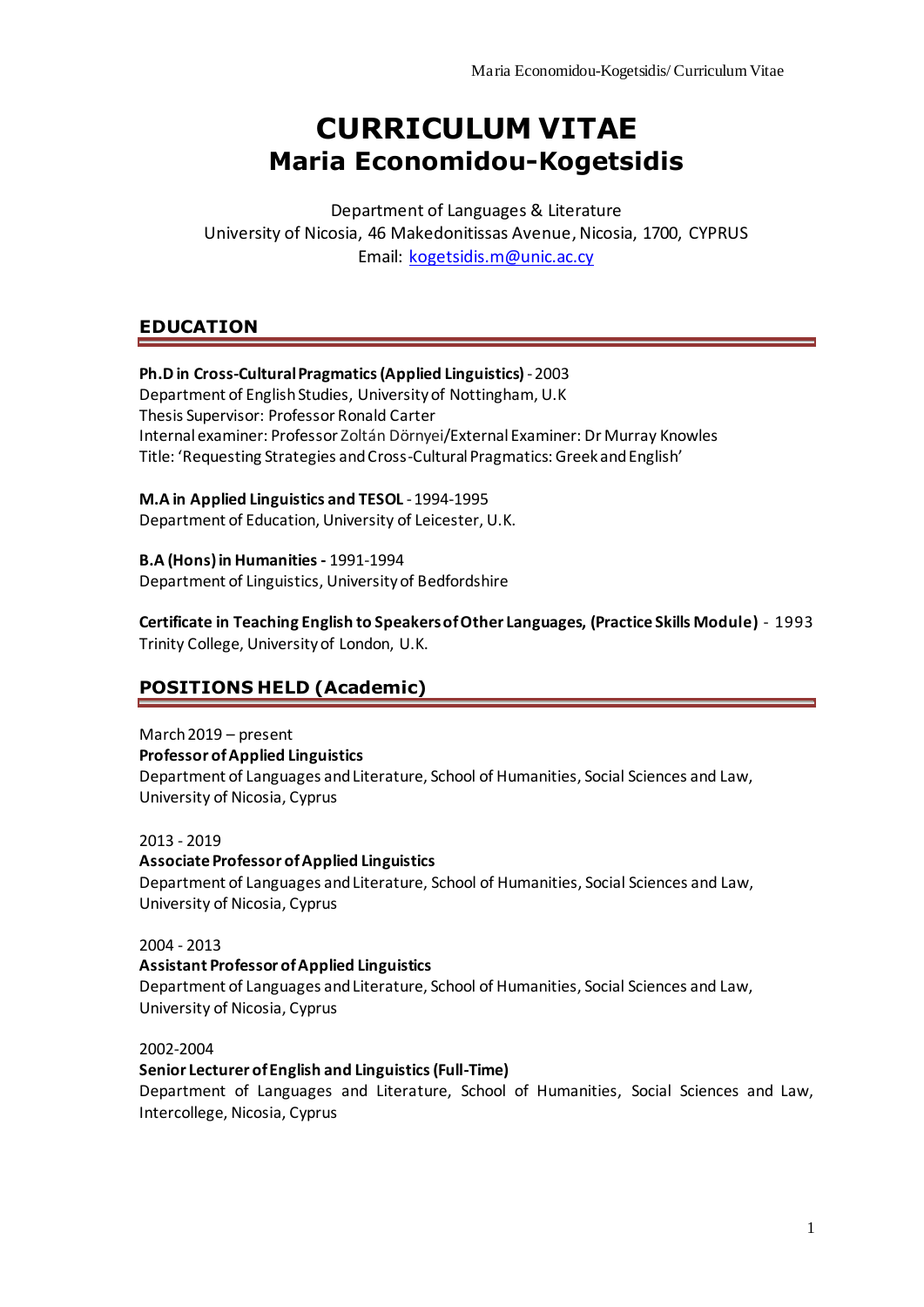# CURRICULUM VITAE
## Maria Economidou-Kogetsidis

Department of Languages & Literature
University of Nicosia, 46 Makedonitissas Avenue, Nicosia, 1700, CYPRUS
Email: [kogetsidis.m@unic.ac.cy](mailto:kogetsidis.m@unic.ac.cy)

## EDUCATION

**Ph.D in Cross-Cultural Pragmatics (Applied Linguistics)** - 2003
Department of English Studies, University of Nottingham, U.K
Thesis Supervisor: Professor Ronald Carter
Internal examiner: Professor Zoltán Dörnyei/External Examiner: Dr Murray Knowles
Title: 'Requesting Strategies and Cross-Cultural Pragmatics: Greek and English'

**M.A in Applied Linguistics and TESOL** - 1994-1995
Department of Education, University of Leicester, U.K.

**B.A (Hons) in Humanities -** 1991-1994
Department of Linguistics, University of Bedfordshire

**Certificate in Teaching English to Speakers of Other Languages, (Practice Skills Module)** - 1993
Trinity College, University of London, U.K.

## POSITIONS HELD (Academic)

March 2019 – present
**Professor of Applied Linguistics**
Department of Languages and Literature, School of Humanities, Social Sciences and Law, University of Nicosia, Cyprus

2013 - 2019
**Associate Professor of Applied Linguistics**
Department of Languages and Literature, School of Humanities, Social Sciences and Law, University of Nicosia, Cyprus

2004 - 2013
**Assistant Professor of Applied Linguistics**
Department of Languages and Literature, School of Humanities, Social Sciences and Law, University of Nicosia, Cyprus

2002-2004
**Senior Lecturer of English and Linguistics (Full-Time)**
Department of Languages and Literature, School of Humanities, Social Sciences and Law, Intercollege, Nicosia, Cyprus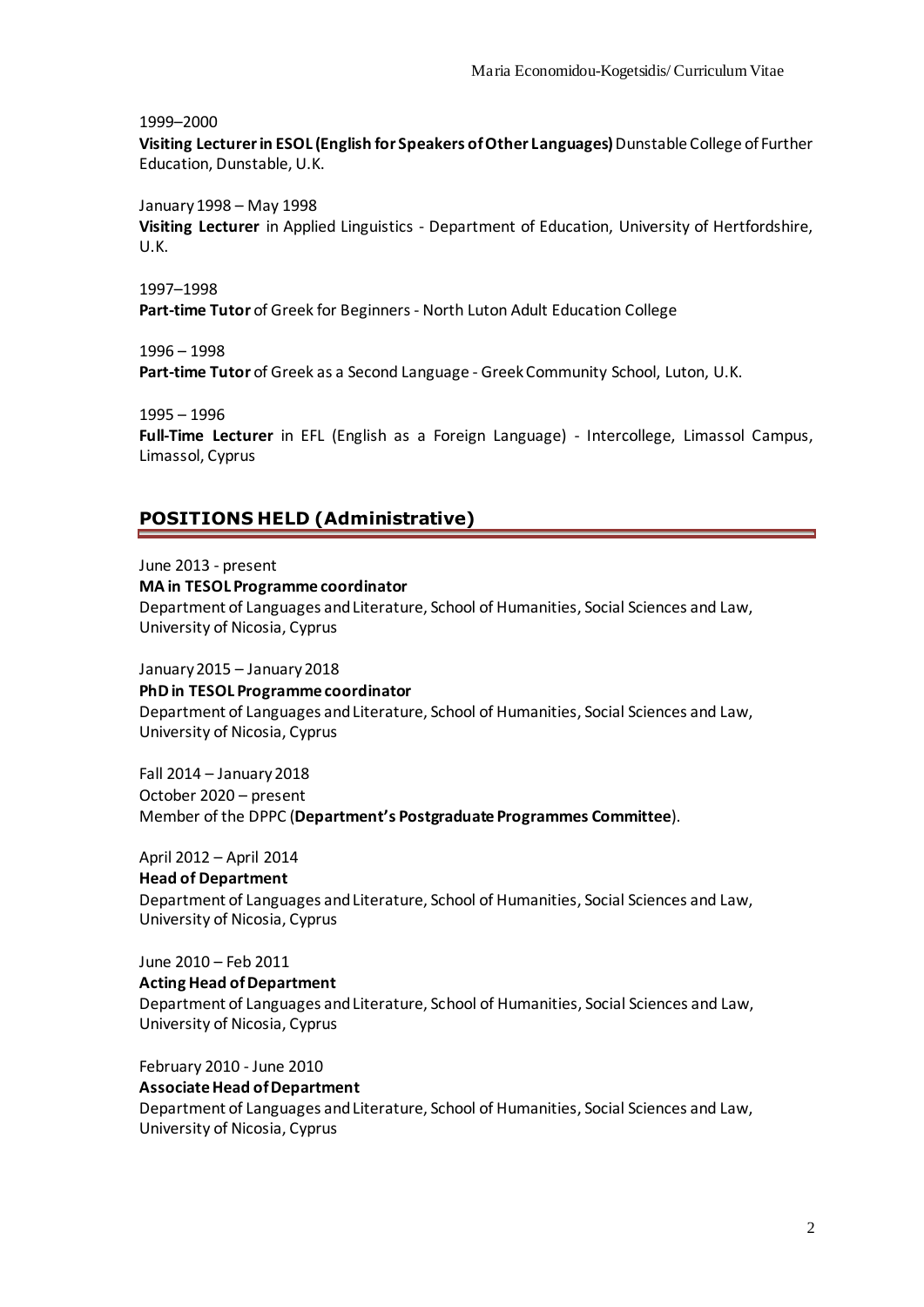1999–2000
**Visiting Lecturer in ESOL (English for Speakers of Other Languages)** Dunstable College of Further Education, Dunstable, U.K.

January 1998 – May 1998
**Visiting Lecturer** in Applied Linguistics - Department of Education, University of Hertfordshire, U.K.

1997–1998
**Part-time Tutor** of Greek for Beginners - North Luton Adult Education College

1996 – 1998
**Part-time Tutor** of Greek as a Second Language - Greek Community School, Luton, U.K.

1995 – 1996
**Full-Time Lecturer** in EFL (English as a Foreign Language) - Intercollege, Limassol Campus, Limassol, Cyprus

## POSITIONS HELD (Administrative)

June 2013 - present
**MA in TESOL Programme coordinator**
Department of Languages and Literature, School of Humanities, Social Sciences and Law, University of Nicosia, Cyprus

January 2015 – January 2018
**PhD in TESOL Programme coordinator**
Department of Languages and Literature, School of Humanities, Social Sciences and Law, University of Nicosia, Cyprus

Fall 2014 – January 2018
October 2020 – present
Member of the DPPC (**Department's Postgraduate Programmes Committee**).

April 2012 – April 2014
**Head of Department**
Department of Languages and Literature, School of Humanities, Social Sciences and Law, University of Nicosia, Cyprus

June 2010 – Feb 2011
**Acting Head of Department**
Department of Languages and Literature, School of Humanities, Social Sciences and Law, University of Nicosia, Cyprus

February 2010 - June 2010
**Associate Head of Department**
Department of Languages and Literature, School of Humanities, Social Sciences and Law, University of Nicosia, Cyprus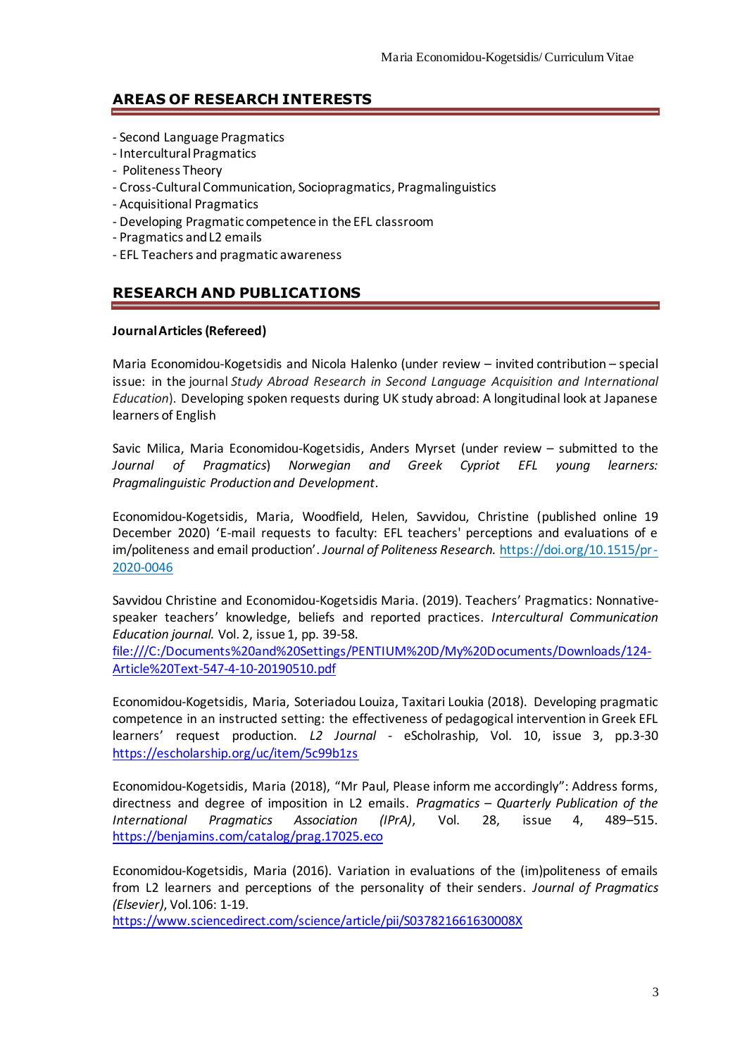## AREAS OF RESEARCH INTERESTS

- Second Language Pragmatics
- Intercultural Pragmatics
- Politeness Theory
- Cross-Cultural Communication, Sociopragmatics, Pragmalinguistics
- Acquisitional Pragmatics
- Developing Pragmatic competence in the EFL classroom
- Pragmatics and L2 emails
- EFL Teachers and pragmatic awareness

## RESEARCH AND PUBLICATIONS

**Journal Articles (Refereed)**

Maria Economidou-Kogetsidis and Nicola Halenko (under review – invited contribution – special issue: in the journal *Study Abroad Research in Second Language Acquisition and International Education*). Developing spoken requests during UK study abroad: A longitudinal look at Japanese learners of English

Savic Milica, Maria Economidou-Kogetsidis, Anders Myrset (under review – submitted to the *Journal of Pragmatics*) *Norwegian and Greek Cypriot EFL young learners: Pragmalinguistic Production and Development*.

Economidou-Kogetsidis, Maria, Woodfield, Helen, Savvidou, Christine (published online 19 December 2020) 'E-mail requests to faculty: EFL teachers' perceptions and evaluations of e im/politeness and email production'. *Journal of Politeness Research.* https://doi.org/10.1515/pr-2020-0046

Savvidou Christine and Economidou-Kogetsidis Maria. (2019). Teachers' Pragmatics: Nonnative-speaker teachers' knowledge, beliefs and reported practices. *Intercultural Communication Education journal.* Vol. 2, issue 1, pp. 39-58.
file:///C:/Documents%20and%20Settings/PENTIUM%20D/My%20Documents/Downloads/124-Article%20Text-547-4-10-20190510.pdf

Economidou-Kogetsidis, Maria, Soteriadou Louiza, Taxitari Loukia (2018). Developing pragmatic competence in an instructed setting: the effectiveness of pedagogical intervention in Greek EFL learners' request production. *L2 Journal* - eScholraship, Vol. 10, issue 3, pp.3-30 https://escholarship.org/uc/item/5c99b1zs

Economidou-Kogetsidis, Maria (2018), "Mr Paul, Please inform me accordingly": Address forms, directness and degree of imposition in L2 emails. *Pragmatics – Quarterly Publication of the International Pragmatics Association (IPrA)*, Vol. 28, issue 4, 489–515. https://benjamins.com/catalog/prag.17025.eco

Economidou-Kogetsidis, Maria (2016). Variation in evaluations of the (im)politeness of emails from L2 learners and perceptions of the personality of their senders. *Journal of Pragmatics (Elsevier)*, Vol.106: 1-19.
https://www.sciencedirect.com/science/article/pii/S037821661630008X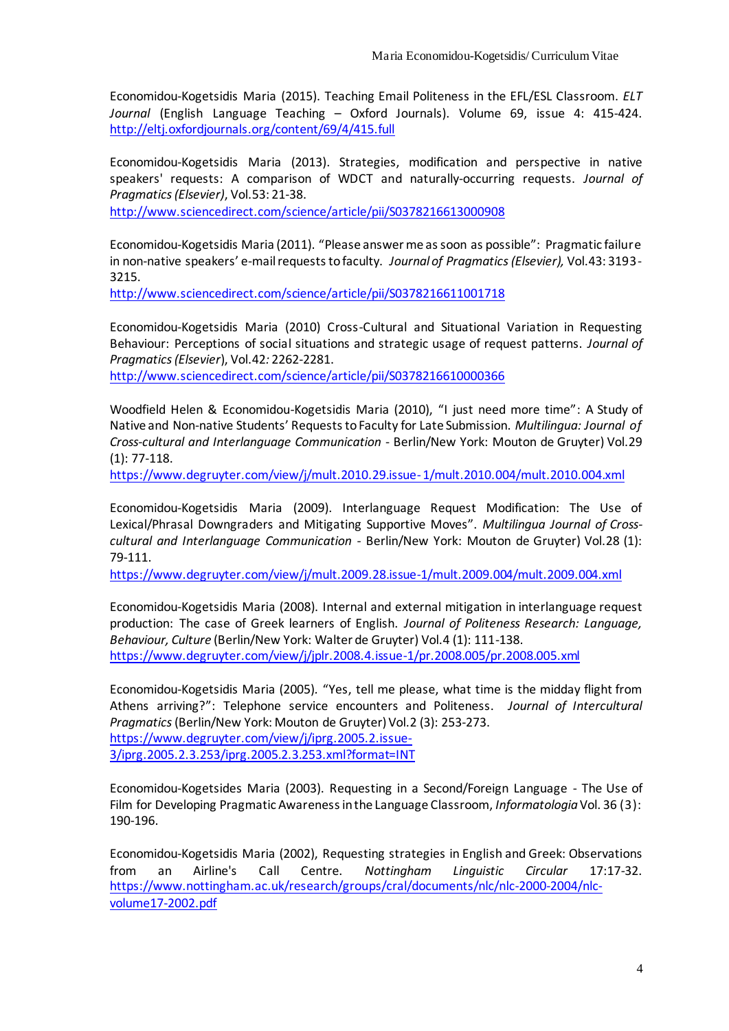Economidou-Kogetsidis Maria (2015). Teaching Email Politeness in the EFL/ESL Classroom. *ELT Journal* (English Language Teaching – Oxford Journals). Volume 69, issue 4: 415-424. http://eltj.oxfordjournals.org/content/69/4/415.full

Economidou-Kogetsidis Maria (2013). Strategies, modification and perspective in native speakers' requests: A comparison of WDCT and naturally-occurring requests. *Journal of Pragmatics (Elsevier)*, Vol.53: 21-38.
http://www.sciencedirect.com/science/article/pii/S0378216613000908

Economidou-Kogetsidis Maria (2011). "Please answer me as soon as possible": Pragmatic failure in non-native speakers' e-mail requests to faculty. *Journal of Pragmatics (Elsevier),* Vol.43: 3193-3215.
http://www.sciencedirect.com/science/article/pii/S0378216611001718

Economidou-Kogetsidis Maria (2010) Cross-Cultural and Situational Variation in Requesting Behaviour: Perceptions of social situations and strategic usage of request patterns. *Journal of Pragmatics (Elsevier*), Vol.42*:* 2262-2281.
http://www.sciencedirect.com/science/article/pii/S0378216610000366

Woodfield Helen & Economidou-Kogetsidis Maria (2010), "I just need more time": A Study of Native and Non-native Students' Requests to Faculty for Late Submission. *Multilingua: Journal of Cross-cultural and Interlanguage Communication* - Berlin/New York: Mouton de Gruyter) Vol.29 (1): 77-118.
https://www.degruyter.com/view/j/mult.2010.29.issue-1/mult.2010.004/mult.2010.004.xml

Economidou-Kogetsidis Maria (2009). Interlanguage Request Modification: The Use of Lexical/Phrasal Downgraders and Mitigating Supportive Moves". *Multilingua Journal of Cross-cultural and Interlanguage Communication* - Berlin/New York: Mouton de Gruyter) Vol.28 (1): 79-111.
https://www.degruyter.com/view/j/mult.2009.28.issue-1/mult.2009.004/mult.2009.004.xml

Economidou-Kogetsidis Maria (2008). Internal and external mitigation in interlanguage request production: The case of Greek learners of English. *Journal of Politeness Research: Language, Behaviour, Culture* (Berlin/New York: Walter de Gruyter) Vol.4 (1): 111-138.
https://www.degruyter.com/view/j/jplr.2008.4.issue-1/pr.2008.005/pr.2008.005.xml

Economidou-Kogetsidis Maria (2005). "Yes, tell me please, what time is the midday flight from Athens arriving?": Telephone service encounters and Politeness. *Journal of Intercultural Pragmatics* (Berlin/New York: Mouton de Gruyter) Vol.2 (3): 253-273.
https://www.degruyter.com/view/j/iprg.2005.2.issue-3/iprg.2005.2.3.253/iprg.2005.2.3.253.xml?format=INT

Economidou-Kogetsides Maria (2003). Requesting in a Second/Foreign Language - The Use of Film for Developing Pragmatic Awareness in the Language Classroom, *Informatologia* Vol. 36 (3): 190-196.

Economidou-Kogetsidis Maria (2002), Requesting strategies in English and Greek: Observations from an Airline's Call Centre. *Nottingham Linguistic Circular* 17:17-32. https://www.nottingham.ac.uk/research/groups/cral/documents/nlc/nlc-2000-2004/nlc-volume17-2002.pdf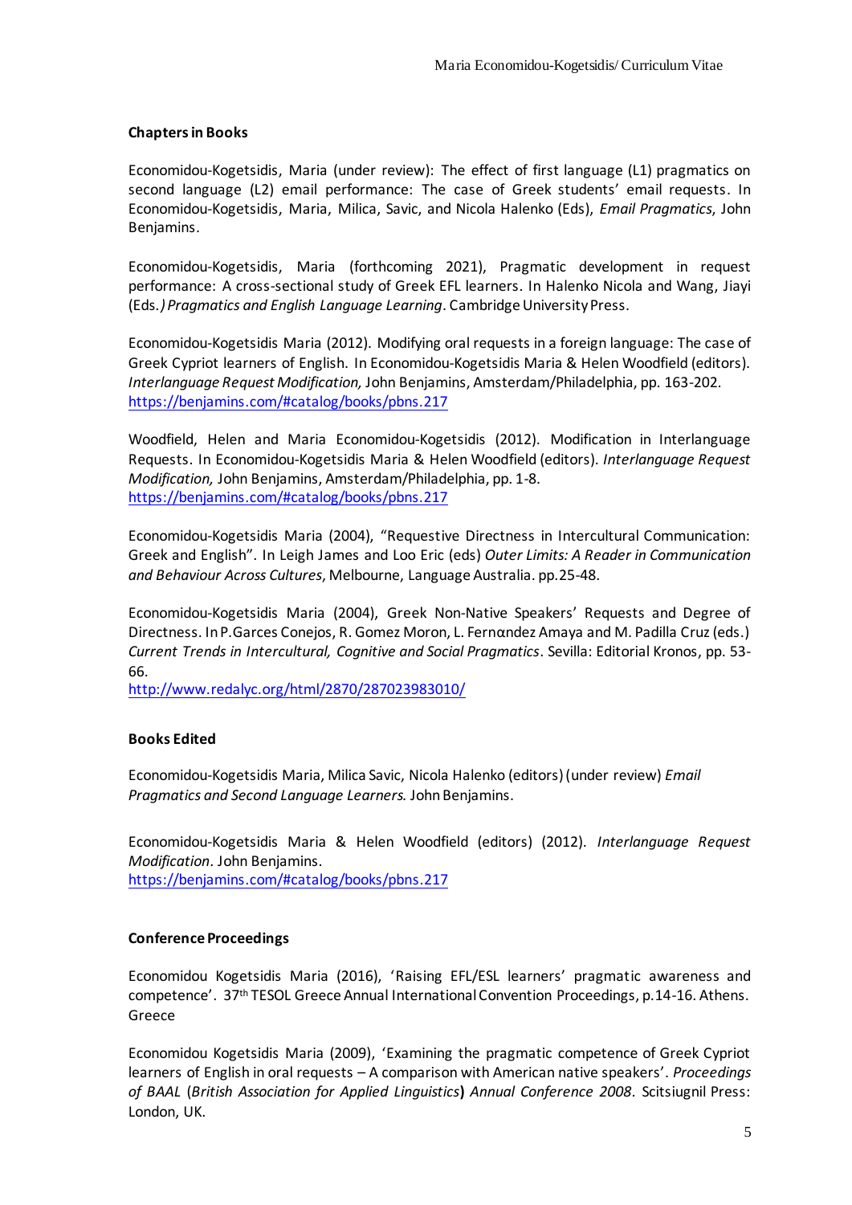### Chapters in Books

Economidou-Kogetsidis, Maria (under review): The effect of first language (L1) pragmatics on second language (L2) email performance: The case of Greek students' email requests. In Economidou-Kogetsidis, Maria, Milica, Savic, and Nicola Halenko (Eds), *Email Pragmatics*, John Benjamins.

Economidou-Kogetsidis, Maria (forthcoming 2021), Pragmatic development in request performance: A cross-sectional study of Greek EFL learners. In Halenko Nicola and Wang, Jiayi (Eds.*) Pragmatics and English Language Learning*. Cambridge University Press.

Economidou-Kogetsidis Maria (2012). Modifying oral requests in a foreign language: The case of Greek Cypriot learners of English. In Economidou-Kogetsidis Maria & Helen Woodfield (editors). *Interlanguage Request Modification,* John Benjamins, Amsterdam/Philadelphia, pp. 163-202. https://benjamins.com/#catalog/books/pbns.217

Woodfield, Helen and Maria Economidou-Kogetsidis (2012). Modification in Interlanguage Requests. In Economidou-Kogetsidis Maria & Helen Woodfield (editors). *Interlanguage Request Modification,* John Benjamins, Amsterdam/Philadelphia, pp. 1-8. https://benjamins.com/#catalog/books/pbns.217

Economidou-Kogetsidis Maria (2004), "Requestive Directness in Intercultural Communication: Greek and English". In Leigh James and Loo Eric (eds) *Outer Limits: A Reader in Communication and Behaviour Across Cultures*, Melbourne, Language Australia. pp.25-48.

Economidou-Kogetsidis Maria (2004), Greek Non-Native Speakers' Requests and Degree of Directness. In P.Garces Conejos, R. Gomez Moron, L. Fernαndez Amaya and M. Padilla Cruz (eds.) *Current Trends in Intercultural, Cognitive and Social Pragmatics*. Sevilla: Editorial Kronos, pp. 53-66.
http://www.redalyc.org/html/2870/287023983010/

### Books Edited

Economidou-Kogetsidis Maria, Milica Savic, Nicola Halenko (editors) (under review) *Email Pragmatics and Second Language Learners.* John Benjamins.

Economidou-Kogetsidis Maria & Helen Woodfield (editors) (2012). *Interlanguage Request Modification*. John Benjamins.
https://benjamins.com/#catalog/books/pbns.217

### Conference Proceedings

Economidou Kogetsidis Maria (2016), 'Raising EFL/ESL learners' pragmatic awareness and competence'. 37th TESOL Greece Annual International Convention Proceedings, p.14-16. Athens. Greece

Economidou Kogetsidis Maria (2009), 'Examining the pragmatic competence of Greek Cypriot learners of English in oral requests – A comparison with American native speakers'. *Proceedings of BAAL* (*British Association for Applied Linguistics*) *Annual Conference 2008*. Scitsiugnil Press: London, UK.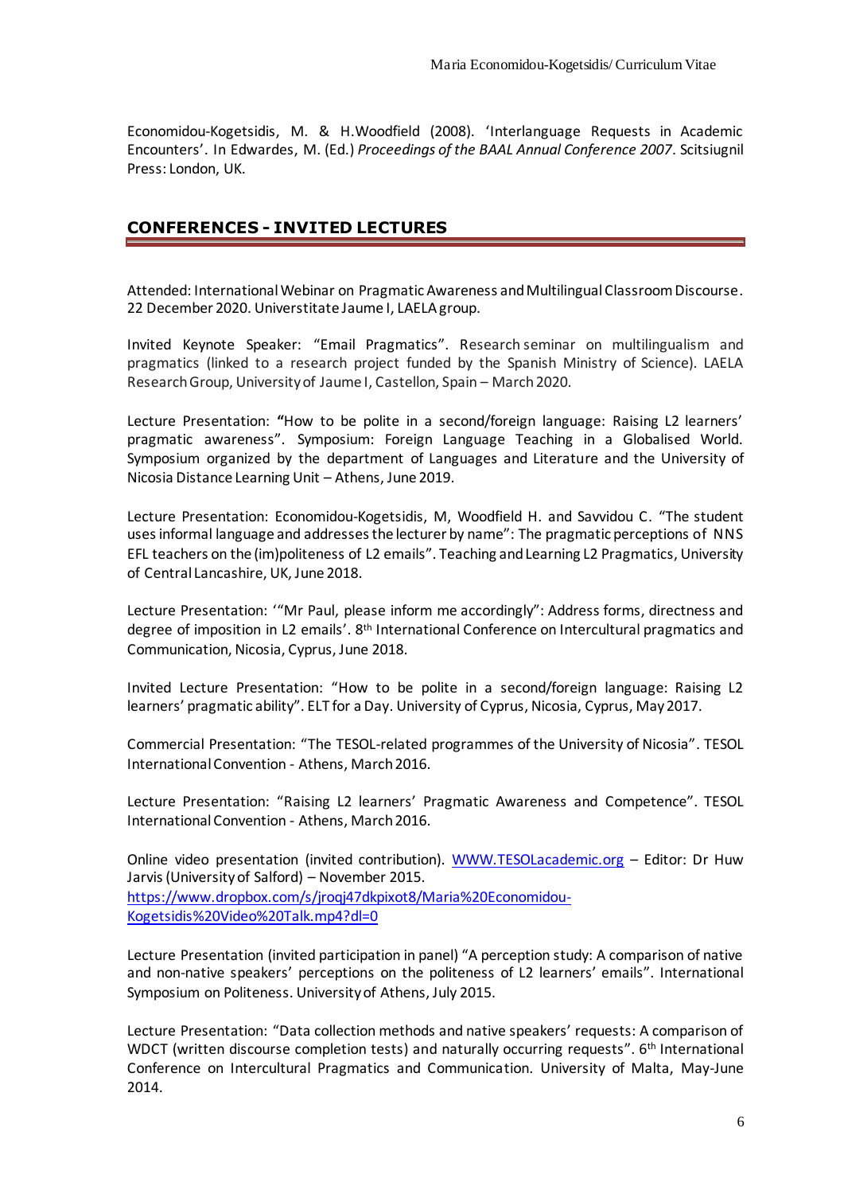Economidou-Kogetsidis, M. & H.Woodfield (2008). 'Interlanguage Requests in Academic Encounters'. In Edwardes, M. (Ed.) *Proceedings of the BAAL Annual Conference 2007*. Scitsiugnil Press: London, UK.

## CONFERENCES - INVITED LECTURES

Attended: International Webinar on Pragmatic Awareness and Multilingual Classroom Discourse. 22 December 2020. Universtitate Jaume I, LAELA group.

Invited Keynote Speaker: "Email Pragmatics". Research seminar on multilingualism and pragmatics (linked to a research project funded by the Spanish Ministry of Science). LAELA Research Group, University of Jaume I, Castellon, Spain – March 2020.

Lecture Presentation: **"**How to be polite in a second/foreign language: Raising L2 learners' pragmatic awareness". Symposium: Foreign Language Teaching in a Globalised World. Symposium organized by the department of Languages and Literature and the University of Nicosia Distance Learning Unit – Athens, June 2019.

Lecture Presentation: Economidou-Kogetsidis, M, Woodfield H. and Savvidou C. "The student uses informal language and addresses the lecturer by name": The pragmatic perceptions of NNS EFL teachers on the (im)politeness of L2 emails". Teaching and Learning L2 Pragmatics, University of Central Lancashire, UK, June 2018.

Lecture Presentation: '"Mr Paul, please inform me accordingly": Address forms, directness and degree of imposition in L2 emails'. 8th International Conference on Intercultural pragmatics and Communication, Nicosia, Cyprus, June 2018.

Invited Lecture Presentation: "How to be polite in a second/foreign language: Raising L2 learners' pragmatic ability". ELT for a Day. University of Cyprus, Nicosia, Cyprus, May 2017.

Commercial Presentation: "The TESOL-related programmes of the University of Nicosia". TESOL International Convention - Athens, March 2016.

Lecture Presentation: "Raising L2 learners' Pragmatic Awareness and Competence". TESOL International Convention - Athens, March 2016.

Online video presentation (invited contribution). [WWW.TESOLacademic.org](WWW.TESOLacademic.org) – Editor: Dr Huw Jarvis (University of Salford) – November 2015.
[https://www.dropbox.com/s/jroqj47dkpixot8/Maria%20Economidou-Kogetsidis%20Video%20Talk.mp4?dl=0](https://www.dropbox.com/s/jroqj47dkpixot8/Maria%20Economidou-Kogetsidis%20Video%20Talk.mp4?dl=0)

Lecture Presentation (invited participation in panel) "A perception study: A comparison of native and non-native speakers' perceptions on the politeness of L2 learners' emails". International Symposium on Politeness. University of Athens, July 2015.

Lecture Presentation: "Data collection methods and native speakers' requests: A comparison of WDCT (written discourse completion tests) and naturally occurring requests". 6th International Conference on Intercultural Pragmatics and Communication. University of Malta, May-June 2014.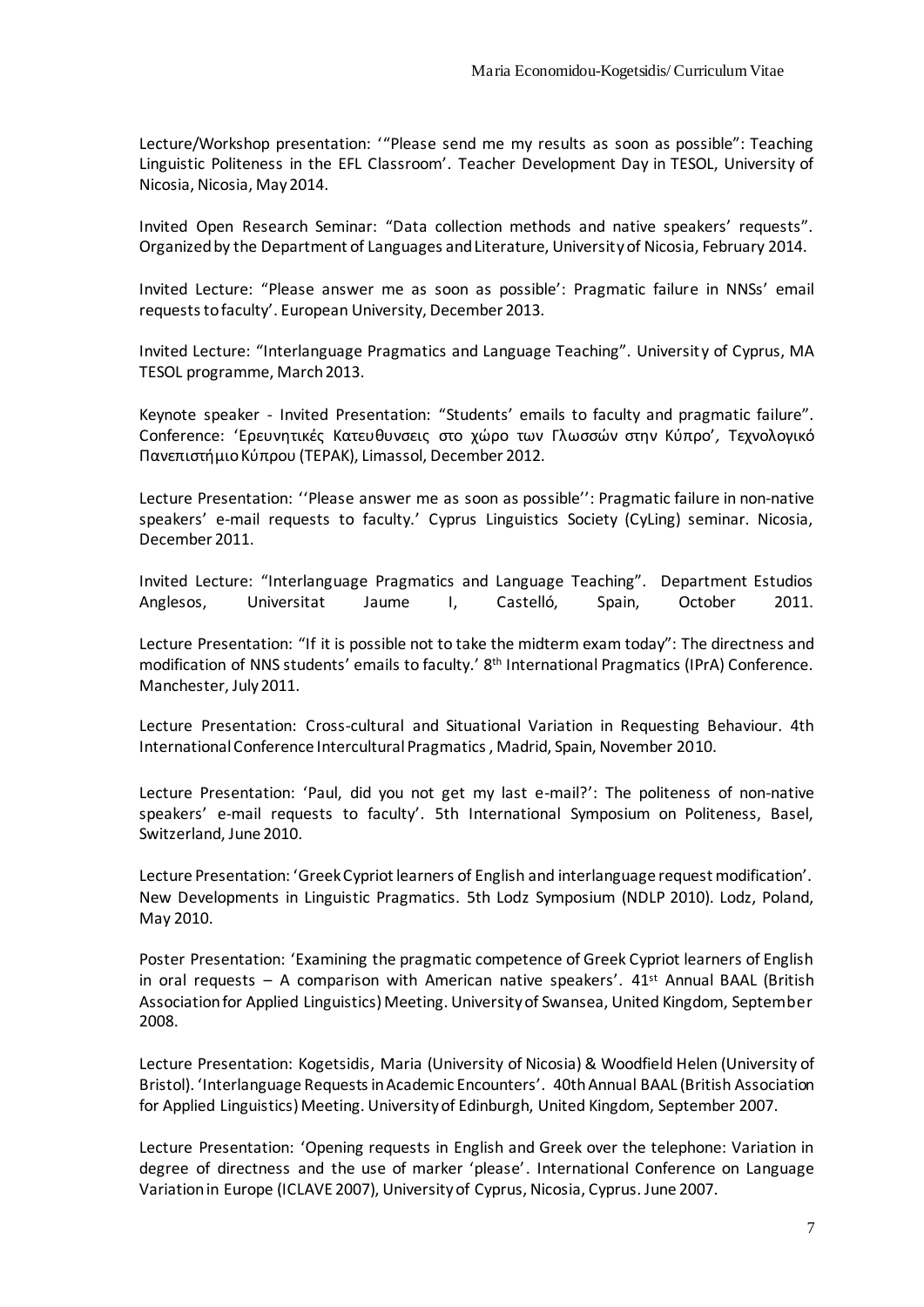Lecture/Workshop presentation: '"Please send me my results as soon as possible": Teaching Linguistic Politeness in the EFL Classroom'. Teacher Development Day in TESOL, University of Nicosia, Nicosia, May 2014.

Invited Open Research Seminar: "Data collection methods and native speakers' requests". Organized by the Department of Languages and Literature, University of Nicosia, February 2014.

Invited Lecture: "Please answer me as soon as possible': Pragmatic failure in NNSs' email requests to faculty'. European University, December 2013.

Invited Lecture: "Interlanguage Pragmatics and Language Teaching". University of Cyprus, MA TESOL programme, March 2013.

Keynote speaker - Invited Presentation: "Students' emails to faculty and pragmatic failure". Conference: 'Ερευνητικές Κατευθυνσεις στο χώρο των Γλωσσών στην Κύπρο', Τεχνολογικό Πανεπιστήμιο Κύπρου (ΤΕΡΑΚ), Limassol, December 2012.

Lecture Presentation: ''Please answer me as soon as possible'': Pragmatic failure in non-native speakers' e-mail requests to faculty.' Cyprus Linguistics Society (CyLing) seminar. Nicosia, December 2011.

Invited Lecture: "Interlanguage Pragmatics and Language Teaching". Department Estudios Anglesos, Universitat Jaume I, Castelló, Spain, October 2011.

Lecture Presentation: "If it is possible not to take the midterm exam today": The directness and modification of NNS students' emails to faculty.' 8th International Pragmatics (IPrA) Conference. Manchester, July 2011.

Lecture Presentation: Cross-cultural and Situational Variation in Requesting Behaviour. 4th International Conference Intercultural Pragmatics, Madrid, Spain, November 2010.

Lecture Presentation: 'Paul, did you not get my last e-mail?': The politeness of non-native speakers' e-mail requests to faculty'. 5th International Symposium on Politeness, Basel, Switzerland, June 2010.

Lecture Presentation: 'Greek Cypriot learners of English and interlanguage request modification'. New Developments in Linguistic Pragmatics. 5th Lodz Symposium (NDLP 2010). Lodz, Poland, May 2010.

Poster Presentation: 'Examining the pragmatic competence of Greek Cypriot learners of English in oral requests – A comparison with American native speakers'. 41st Annual BAAL (British Association for Applied Linguistics) Meeting. University of Swansea, United Kingdom, September 2008.

Lecture Presentation: Kogetsidis, Maria (University of Nicosia) & Woodfield Helen (University of Bristol). 'Interlanguage Requests in Academic Encounters'. 40th Annual BAAL (British Association for Applied Linguistics) Meeting. University of Edinburgh, United Kingdom, September 2007.

Lecture Presentation: 'Opening requests in English and Greek over the telephone: Variation in degree of directness and the use of marker 'please'. International Conference on Language Variation in Europe (ICLAVE 2007), University of Cyprus, Nicosia, Cyprus. June 2007.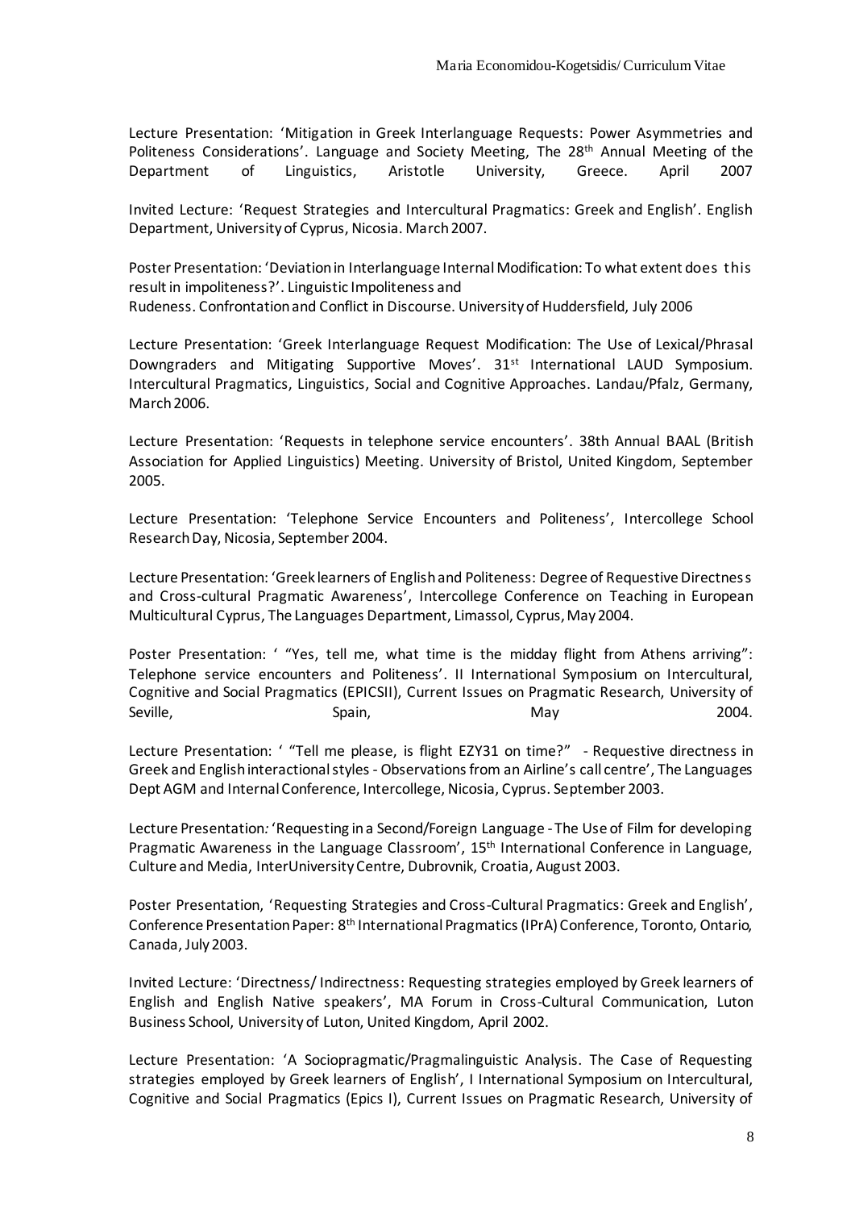Lecture Presentation: 'Mitigation in Greek Interlanguage Requests: Power Asymmetries and Politeness Considerations'. Language and Society Meeting, The 28th Annual Meeting of the Department of Linguistics, Aristotle University, Greece. April 2007

Invited Lecture: 'Request Strategies and Intercultural Pragmatics: Greek and English'. English Department, University of Cyprus, Nicosia. March 2007.

Poster Presentation: 'Deviation in Interlanguage Internal Modification: To what extent does this result in impoliteness?'. Linguistic Impoliteness and Rudeness. Confrontation and Conflict in Discourse. University of Huddersfield, July 2006

Lecture Presentation: 'Greek Interlanguage Request Modification: The Use of Lexical/Phrasal Downgraders and Mitigating Supportive Moves'. 31st International LAUD Symposium. Intercultural Pragmatics, Linguistics, Social and Cognitive Approaches. Landau/Pfalz, Germany, March 2006.

Lecture Presentation: 'Requests in telephone service encounters'. 38th Annual BAAL (British Association for Applied Linguistics) Meeting. University of Bristol, United Kingdom, September 2005.

Lecture Presentation: 'Telephone Service Encounters and Politeness', Intercollege School Research Day, Nicosia, September 2004.

Lecture Presentation: 'Greek learners of English and Politeness: Degree of Requestive Directness and Cross-cultural Pragmatic Awareness', Intercollege Conference on Teaching in European Multicultural Cyprus, The Languages Department, Limassol, Cyprus, May 2004.

Poster Presentation: ' "Yes, tell me, what time is the midday flight from Athens arriving": Telephone service encounters and Politeness'. II International Symposium on Intercultural, Cognitive and Social Pragmatics (EPICSII), Current Issues on Pragmatic Research, University of Seville, Spain, May 2004.

Lecture Presentation: ' "Tell me please, is flight EZY31 on time?" - Requestive directness in Greek and English interactional styles - Observations from an Airline's call centre', The Languages Dept AGM and Internal Conference, Intercollege, Nicosia, Cyprus. September 2003.

Lecture Presentation: 'Requesting in a Second/Foreign Language - The Use of Film for developing Pragmatic Awareness in the Language Classroom', 15th International Conference in Language, Culture and Media, InterUniversity Centre, Dubrovnik, Croatia, August 2003.

Poster Presentation, 'Requesting Strategies and Cross-Cultural Pragmatics: Greek and English', Conference Presentation Paper: 8th International Pragmatics (IPrA) Conference, Toronto, Ontario, Canada, July 2003.

Invited Lecture: 'Directness/ Indirectness: Requesting strategies employed by Greek learners of English and English Native speakers', MA Forum in Cross-Cultural Communication, Luton Business School, University of Luton, United Kingdom, April 2002.

Lecture Presentation: 'A Sociopragmatic/Pragmalinguistic Analysis. The Case of Requesting strategies employed by Greek learners of English', I International Symposium on Intercultural, Cognitive and Social Pragmatics (Epics I), Current Issues on Pragmatic Research, University of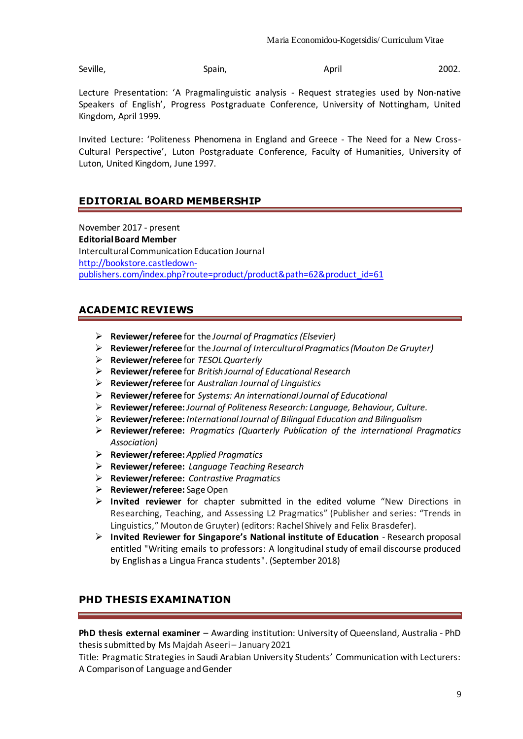Seville, Spain, April 2002.

Lecture Presentation: 'A Pragmalinguistic analysis - Request strategies used by Non-native Speakers of English', Progress Postgraduate Conference, University of Nottingham, United Kingdom, April 1999.

Invited Lecture: 'Politeness Phenomena in England and Greece - The Need for a New Cross-Cultural Perspective', Luton Postgraduate Conference, Faculty of Humanities, University of Luton, United Kingdom, June 1997.

## EDITORIAL BOARD MEMBERSHIP

November 2017 - present
**Editorial Board Member**
Intercultural Communication Education Journal
[http://bookstore.castledown-publishers.com/index.php?route=product/product&path=62&product_id=61](http://bookstore.castledown-publishers.com/index.php?route=product/product&path=62&product_id=61)

## ACADEMIC REVIEWS

- **Reviewer/referee** for the *Journal of Pragmatics (Elsevier)*
- **Reviewer/referee** for the *Journal of Intercultural Pragmatics (Mouton De Gruyter)*
- **Reviewer/referee** for *TESOL Quarterly*
- **Reviewer/referee** for *British Journal of Educational Research*
- **Reviewer/referee** for *Australian Journal of Linguistics*
- **Reviewer/referee** for *Systems: An international Journal of Educational*
- **Reviewer/referee:** *Journal of Politeness Research: Language, Behaviour, Culture.*
- **Reviewer/referee:** *International Journal of Bilingual Education and Bilingualism*
- **Reviewer/referee:** *Pragmatics (Quarterly Publication of the international Pragmatics Association)*
- **Reviewer/referee:** *Applied Pragmatics*
- **Reviewer/referee:** *Language Teaching Research*
- **Reviewer/referee:** *Contrastive Pragmatics*
- **Reviewer/referee:** Sage Open
- **Invited reviewer** for chapter submitted in the edited volume "New Directions in Researching, Teaching, and Assessing L2 Pragmatics" (Publisher and series: "Trends in Linguistics," Mouton de Gruyter) (editors: Rachel Shively and Felix Brasdefer).
- **Invited Reviewer for Singapore's National institute of Education** - Research proposal entitled "Writing emails to professors: A longitudinal study of email discourse produced by English as a Lingua Franca students". (September 2018)

## PHD THESIS EXAMINATION

**PhD thesis external examiner** – Awarding institution: University of Queensland, Australia - PhD thesis submitted by Ms Majdah Aseeri – January 2021
Title: Pragmatic Strategies in Saudi Arabian University Students' Communication with Lecturers: A Comparison of Language and Gender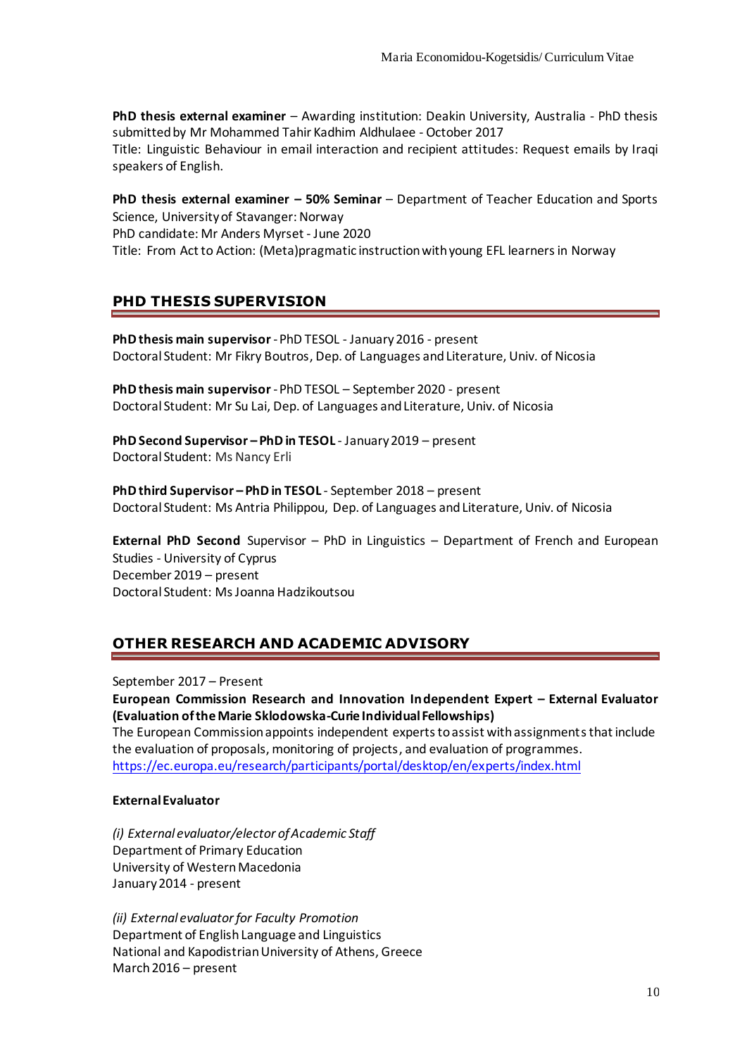**PhD thesis external examiner** – Awarding institution: Deakin University, Australia - PhD thesis submitted by Mr Mohammed Tahir Kadhim Aldhulaee - October 2017
Title: Linguistic Behaviour in email interaction and recipient attitudes: Request emails by Iraqi speakers of English.

**PhD thesis external examiner – 50% Seminar** – Department of Teacher Education and Sports Science, University of Stavanger: Norway
PhD candidate: Mr Anders Myrset - June 2020
Title: From Act to Action: (Meta)pragmatic instruction with young EFL learners in Norway

## PHD THESIS SUPERVISION

**PhD thesis main supervisor** - PhD TESOL - January 2016 - present
Doctoral Student: Mr Fikry Boutros, Dep. of Languages and Literature, Univ. of Nicosia

**PhD thesis main supervisor** - PhD TESOL – September 2020 - present
Doctoral Student: Mr Su Lai, Dep. of Languages and Literature, Univ. of Nicosia

**PhD Second Supervisor – PhD in TESOL** - January 2019 – present
Doctoral Student: Ms Nancy Erli

**PhD third Supervisor – PhD in TESOL** - September 2018 – present
Doctoral Student: Ms Antria Philippou, Dep. of Languages and Literature, Univ. of Nicosia

**External PhD Second** Supervisor – PhD in Linguistics – Department of French and European Studies - University of Cyprus
December 2019 – present
Doctoral Student: Ms Joanna Hadzikoutsou

## OTHER RESEARCH AND ACADEMIC ADVISORY

September 2017 – Present
**European Commission Research and Innovation Independent Expert – External Evaluator (Evaluation of the Marie Sklodowska-Curie Individual Fellowships)**
The European Commission appoints independent experts to assist with assignments that include the evaluation of proposals, monitoring of projects, and evaluation of programmes.
https://ec.europa.eu/research/participants/portal/desktop/en/experts/index.html

**External Evaluator**

*(i) External evaluator/elector of Academic Staff*
Department of Primary Education
University of Western Macedonia
January 2014 - present

*(ii) External evaluator for Faculty Promotion*
Department of English Language and Linguistics
National and Kapodistrian University of Athens, Greece
March 2016 – present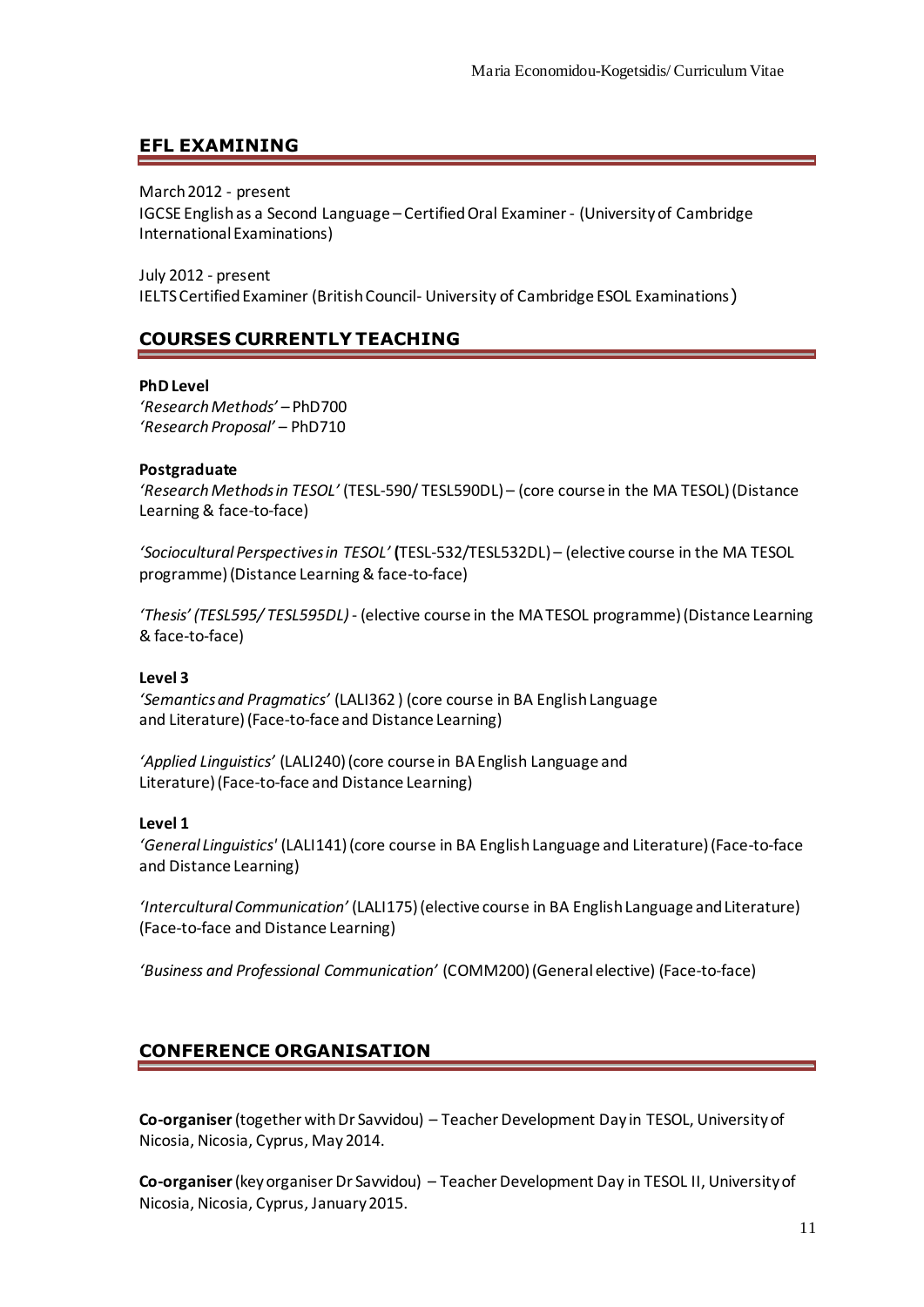## EFL EXAMINING

March 2012 - present
IGCSE English as a Second Language – Certified Oral Examiner - (University of Cambridge International Examinations)

July 2012 - present
IELTS Certified Examiner (British Council- University of Cambridge ESOL Examinations)

## COURSES CURRENTLY TEACHING

**PhD Level**
*'Research Methods'* – PhD700
*'Research Proposal'* – PhD710

**Postgraduate**
*'Research Methods in TESOL'* (TESL-590/ TESL590DL) – (core course in the MA TESOL) (Distance Learning & face-to-face)

*'Sociocultural Perspectives in TESOL'* **(**TESL-532/TESL532DL) – (elective course in the MA TESOL programme) (Distance Learning & face-to-face)

*'Thesis' (TESL595/ TESL595DL)* - (elective course in the MA TESOL programme) (Distance Learning & face-to-face)

**Level 3**
*'Semantics and Pragmatics'* (LALI362 ) (core course in BA English Language and Literature) (Face-to-face and Distance Learning)

*'Applied Linguistics'* (LALI240) (core course in BA English Language and Literature) (Face-to-face and Distance Learning)

**Level 1**
*'General Linguistics'* (LALI141) (core course in BA English Language and Literature) (Face-to-face and Distance Learning)

*'Intercultural Communication'* (LALI175) (elective course in BA English Language and Literature) (Face-to-face and Distance Learning)

*'Business and Professional Communication'* (COMM200) (General elective) (Face-to-face)

## CONFERENCE ORGANISATION

**Co-organiser** (together with Dr Savvidou) – Teacher Development Day in TESOL, University of Nicosia, Nicosia, Cyprus, May 2014.

**Co-organiser** (key organiser Dr Savvidou) – Teacher Development Day in TESOL II, University of Nicosia, Nicosia, Cyprus, January 2015.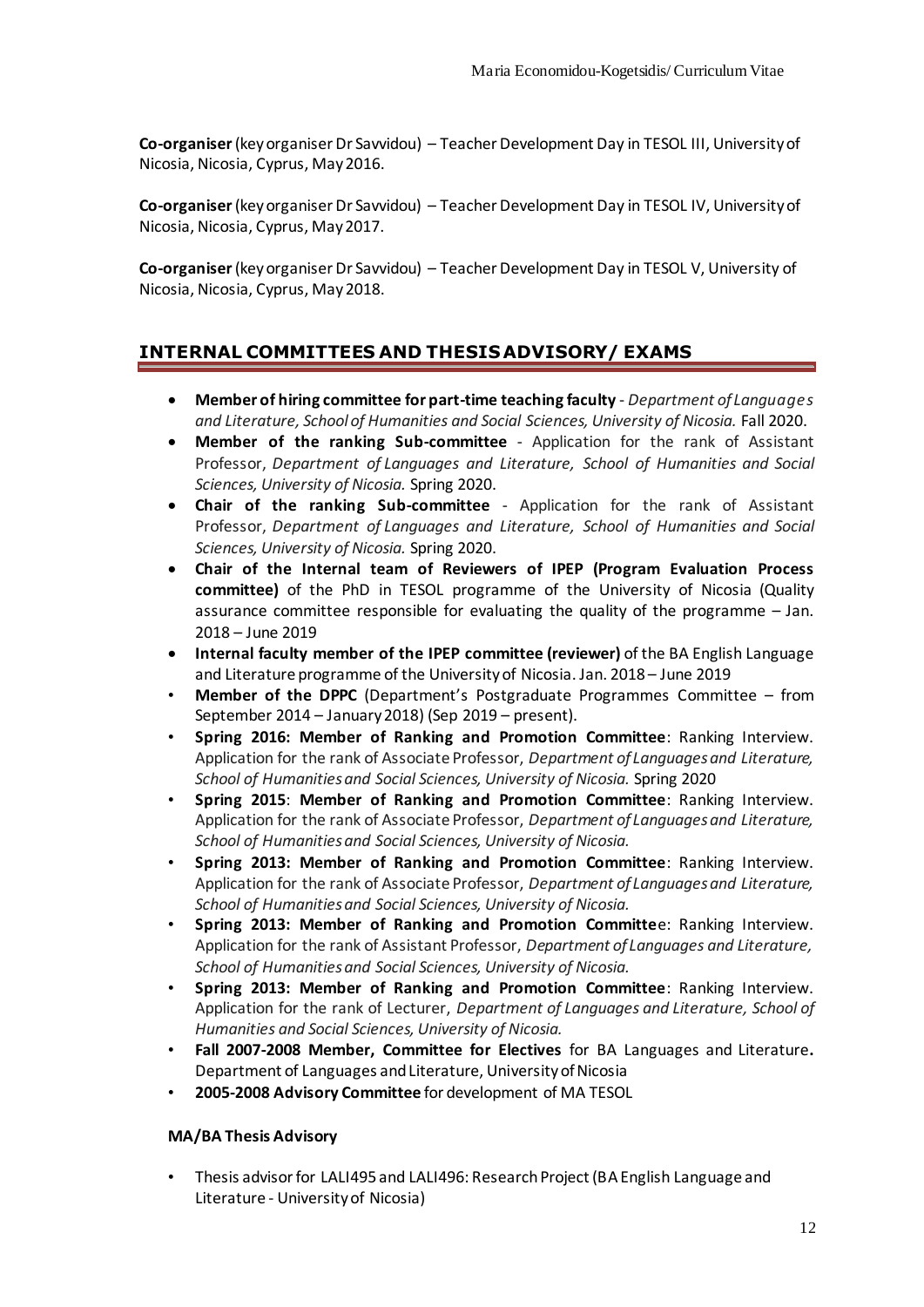**Co-organiser** (key organiser Dr Savvidou) – Teacher Development Day in TESOL III, University of Nicosia, Nicosia, Cyprus, May 2016.

**Co-organiser** (key organiser Dr Savvidou) – Teacher Development Day in TESOL IV, University of Nicosia, Nicosia, Cyprus, May 2017.

**Co-organiser** (key organiser Dr Savvidou) – Teacher Development Day in TESOL V, University of Nicosia, Nicosia, Cyprus, May 2018.

## INTERNAL COMMITTEES AND THESIS ADVISORY/ EXAMS

- **Member of hiring committee for part-time teaching faculty** - *Department of Languages and Literature, School of Humanities and Social Sciences, University of Nicosia.* Fall 2020.
- **Member of the ranking Sub-committee** - Application for the rank of Assistant Professor, *Department of Languages and Literature, School of Humanities and Social Sciences, University of Nicosia.* Spring 2020.
- **Chair of the ranking Sub-committee** - Application for the rank of Assistant Professor, *Department of Languages and Literature, School of Humanities and Social Sciences, University of Nicosia.* Spring 2020.
- **Chair of the Internal team of Reviewers of IPEP (Program Evaluation Process committee)** of the PhD in TESOL programme of the University of Nicosia (Quality assurance committee responsible for evaluating the quality of the programme – Jan. 2018 – June 2019
- **Internal faculty member of the IPEP committee (reviewer)** of the BA English Language and Literature programme of the University of Nicosia. Jan. 2018 – June 2019
- **Member of the DPPC** (Department's Postgraduate Programmes Committee – from September 2014 – January 2018) (Sep 2019 – present).
- **Spring 2016: Member of Ranking and Promotion Committee**: Ranking Interview. Application for the rank of Associate Professor, *Department of Languages and Literature, School of Humanities and Social Sciences, University of Nicosia.* Spring 2020
- **Spring 2015**: **Member of Ranking and Promotion Committee**: Ranking Interview. Application for the rank of Associate Professor, *Department of Languages and Literature, School of Humanities and Social Sciences, University of Nicosia.*
- **Spring 2013: Member of Ranking and Promotion Committee**: Ranking Interview. Application for the rank of Associate Professor, *Department of Languages and Literature, School of Humanities and Social Sciences, University of Nicosia.*
- **Spring 2013: Member of Ranking and Promotion Committe**e: Ranking Interview. Application for the rank of Assistant Professor, *Department of Languages and Literature, School of Humanities and Social Sciences, University of Nicosia.*
- **Spring 2013: Member of Ranking and Promotion Committee**: Ranking Interview. Application for the rank of Lecturer, *Department of Languages and Literature, School of Humanities and Social Sciences, University of Nicosia.*
- **Fall 2007-2008 Member, Committee for Electives** for BA Languages and Literature**.** Department of Languages and Literature, University of Nicosia
- **2005-2008 Advisory Committee** for development of MA TESOL

**MA/BA Thesis Advisory**

- Thesis advisor for LALI495 and LALI496: Research Project (BA English Language and Literature - University of Nicosia)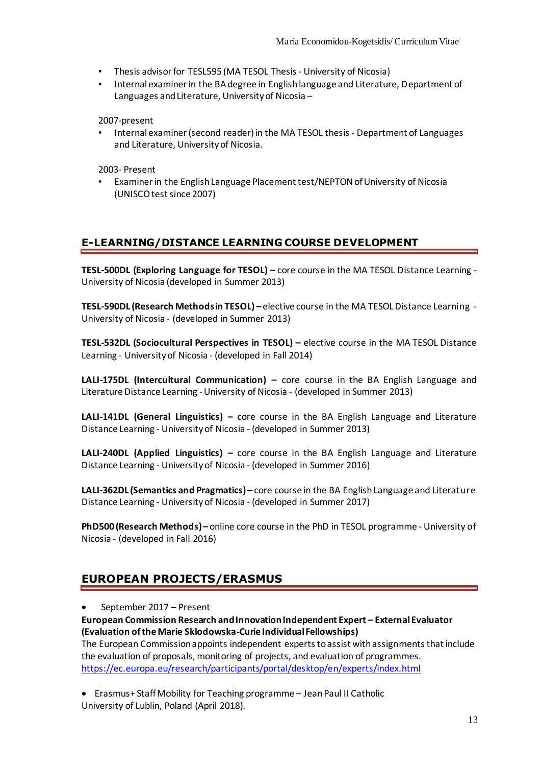- Thesis advisor for TESL595 (MA TESOL Thesis - University of Nicosia)
- Internal examiner in the BA degree in English language and Literature, Department of Languages and Literature, University of Nicosia –

2007-present

- Internal examiner (second reader) in the MA TESOL thesis - Department of Languages and Literature, University of Nicosia.

2003- Present

- Examiner in the English Language Placement test/NEPTON of University of Nicosia (UNISCO test since 2007)

## E-LEARNING/DISTANCE LEARNING COURSE DEVELOPMENT

**TESL-500DL (Exploring Language for TESOL) –** core course in the MA TESOL Distance Learning - University of Nicosia (developed in Summer 2013)

**TESL-590DL (Research Methods in TESOL) –** elective course in the MA TESOL Distance Learning - University of Nicosia - (developed in Summer 2013)

**TESL-532DL (Sociocultural Perspectives in TESOL) –** elective course in the MA TESOL Distance Learning - University of Nicosia - (developed in Fall 2014)

**LALI-175DL (Intercultural Communication) –** core course in the BA English Language and Literature Distance Learning - University of Nicosia - (developed in Summer 2013)

**LALI-141DL (General Linguistics) –** core course in the BA English Language and Literature Distance Learning - University of Nicosia - (developed in Summer 2013)

**LALI-240DL (Applied Linguistics) –** core course in the BA English Language and Literature Distance Learning - University of Nicosia - (developed in Summer 2016)

**LALI-362DL (Semantics and Pragmatics) –** core course in the BA English Language and Literature Distance Learning - University of Nicosia - (developed in Summer 2017)

**PhD500 (Research Methods) –** online core course in the PhD in TESOL programme - University of Nicosia - (developed in Fall 2016)

## EUROPEAN PROJECTS/ERASMUS

- September 2017 – Present

**European Commission Research and Innovation Independent Expert – External Evaluator (Evaluation of the Marie Sklodowska-Curie Individual Fellowships)**
The European Commission appoints independent experts to assist with assignments that include the evaluation of proposals, monitoring of projects, and evaluation of programmes.
https://ec.europa.eu/research/participants/portal/desktop/en/experts/index.html

- Erasmus+ Staff Mobility for Teaching programme – Jean Paul II Catholic University of Lublin, Poland (April 2018).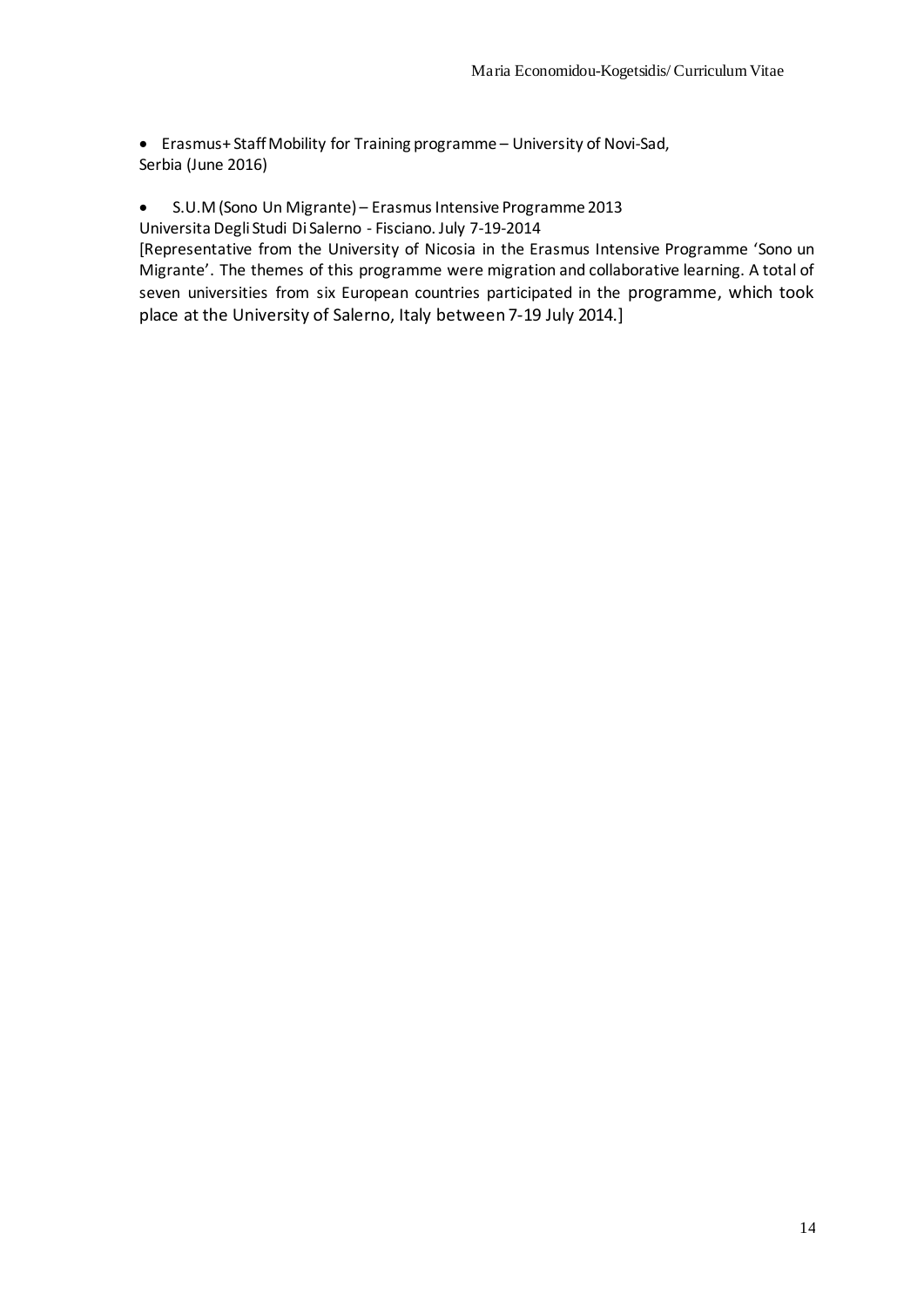- Erasmus+ Staff Mobility for Training programme – University of Novi-Sad, Serbia (June 2016)

- S.U.M (Sono Un Migrante) – Erasmus Intensive Programme 2013
Universita Degli Studi Di Salerno - Fisciano. July 7-19-2014
[Representative from the University of Nicosia in the Erasmus Intensive Programme 'Sono un Migrante'. The themes of this programme were migration and collaborative learning. A total of seven universities from six European countries participated in the programme, which took place at the University of Salerno, Italy between 7-19 July 2014.]